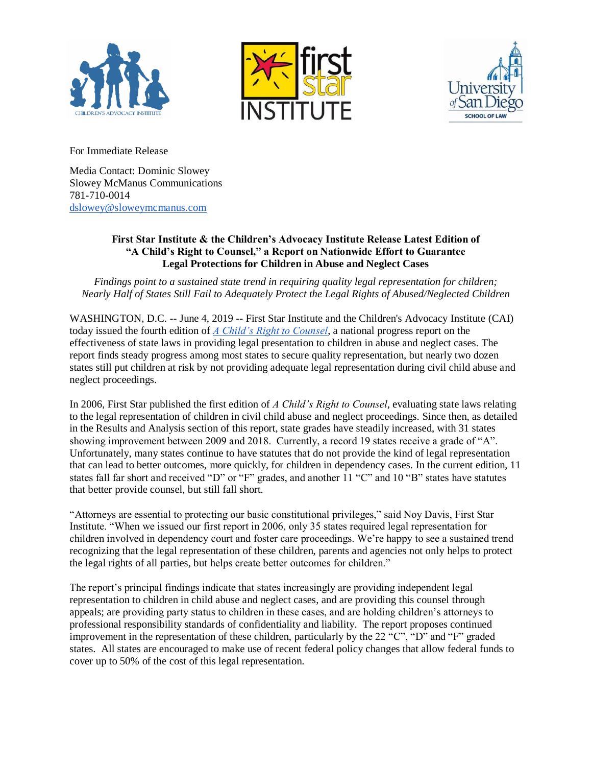For Immediate Release

Media Contact: Dominic Slowey
Slowey McManus Communications
781-710-0014
[dslowey@sloweymcmanus.com](mailto:dslowey@sloweymcmanus.com)

**First Star Institute & the Children's Advocacy Institute Release Latest Edition of "A Child's Right to Counsel," a Report on Nationwide Effort to Guarantee Legal Protections for Children in Abuse and Neglect Cases**

*Findings point to a sustained state trend in requiring quality legal representation for children; Nearly Half of States Still Fail to Adequately Protect the Legal Rights of Abused/Neglected Children*

WASHINGTON, D.C. -- June 4, 2019 -- First Star Institute and the Children's Advocacy Institute (CAI) today issued the fourth edition of *A Child's Right to Counsel*, a national progress report on the effectiveness of state laws in providing legal presentation to children in abuse and neglect cases. The report finds steady progress among most states to secure quality representation, but nearly two dozen states still put children at risk by not providing adequate legal representation during civil child abuse and neglect proceedings.

In 2006, First Star published the first edition of *A Child's Right to Counsel*, evaluating state laws relating to the legal representation of children in civil child abuse and neglect proceedings. Since then, as detailed in the Results and Analysis section of this report, state grades have steadily increased, with 31 states showing improvement between 2009 and 2018. Currently, a record 19 states receive a grade of "A". Unfortunately, many states continue to have statutes that do not provide the kind of legal representation that can lead to better outcomes, more quickly, for children in dependency cases. In the current edition, 11 states fall far short and received "D" or "F" grades, and another 11 "C" and 10 "B" states have statutes that better provide counsel, but still fall short.

"Attorneys are essential to protecting our basic constitutional privileges," said Noy Davis, First Star Institute. "When we issued our first report in 2006, only 35 states required legal representation for children involved in dependency court and foster care proceedings. We're happy to see a sustained trend recognizing that the legal representation of these children, parents and agencies not only helps to protect the legal rights of all parties, but helps create better outcomes for children."

The report's principal findings indicate that states increasingly are providing independent legal representation to children in child abuse and neglect cases, and are providing this counsel through appeals; are providing party status to children in these cases, and are holding children's attorneys to professional responsibility standards of confidentiality and liability. The report proposes continued improvement in the representation of these children, particularly by the 22 "C", "D" and "F" graded states. All states are encouraged to make use of recent federal policy changes that allow federal funds to cover up to 50% of the cost of this legal representation.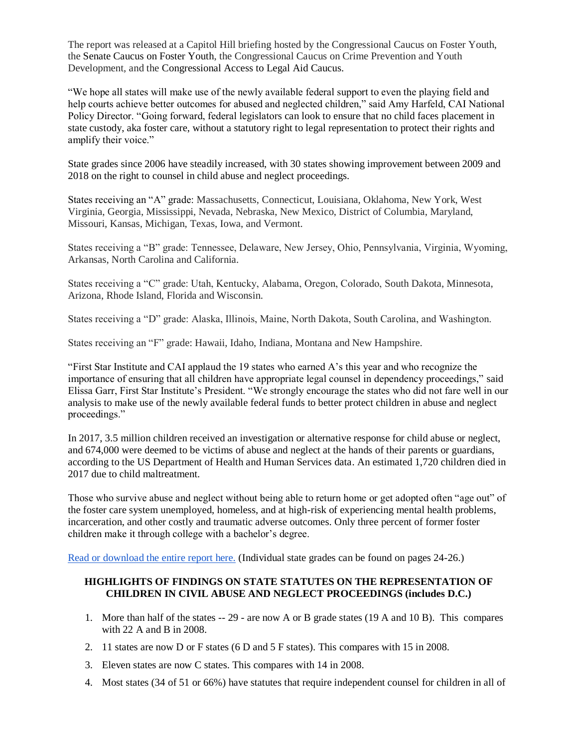The report was released at a Capitol Hill briefing hosted by the Congressional Caucus on Foster Youth, the Senate Caucus on Foster Youth, the Congressional Caucus on Crime Prevention and Youth Development, and the Congressional Access to Legal Aid Caucus.

"We hope all states will make use of the newly available federal support to even the playing field and help courts achieve better outcomes for abused and neglected children," said Amy Harfeld, CAI National Policy Director. "Going forward, federal legislators can look to ensure that no child faces placement in state custody, aka foster care, without a statutory right to legal representation to protect their rights and amplify their voice."

State grades since 2006 have steadily increased, with 30 states showing improvement between 2009 and 2018 on the right to counsel in child abuse and neglect proceedings.

States receiving an "A" grade: Massachusetts, Connecticut, Louisiana, Oklahoma, New York, West Virginia, Georgia, Mississippi, Nevada, Nebraska, New Mexico, District of Columbia, Maryland, Missouri, Kansas, Michigan, Texas, Iowa, and Vermont.

States receiving a "B" grade: Tennessee, Delaware, New Jersey, Ohio, Pennsylvania, Virginia, Wyoming, Arkansas, North Carolina and California.

States receiving a "C" grade: Utah, Kentucky, Alabama, Oregon, Colorado, South Dakota, Minnesota, Arizona, Rhode Island, Florida and Wisconsin.

States receiving a "D" grade: Alaska, Illinois, Maine, North Dakota, South Carolina, and Washington.

States receiving an "F" grade: Hawaii, Idaho, Indiana, Montana and New Hampshire.

"First Star Institute and CAI applaud the 19 states who earned A's this year and who recognize the importance of ensuring that all children have appropriate legal counsel in dependency proceedings," said Elissa Garr, First Star Institute's President. "We strongly encourage the states who did not fare well in our analysis to make use of the newly available federal funds to better protect children in abuse and neglect proceedings."

In 2017, 3.5 million children received an investigation or alternative response for child abuse or neglect, and 674,000 were deemed to be victims of abuse and neglect at the hands of their parents or guardians, according to the US Department of Health and Human Services data. An estimated 1,720 children died in 2017 due to child maltreatment.

Those who survive abuse and neglect without being able to return home or get adopted often "age out" of the foster care system unemployed, homeless, and at high-risk of experiencing mental health problems, incarceration, and other costly and traumatic adverse outcomes. Only three percent of former foster children make it through college with a bachelor's degree.

[Read or download the entire report here.] (Individual state grades can be found on pages 24-26.)

**HIGHLIGHTS OF FINDINGS ON STATE STATUTES ON THE REPRESENTATION OF CHILDREN IN CIVIL ABUSE AND NEGLECT PROCEEDINGS (includes D.C.)**

1. More than half of the states -- 29 - are now A or B grade states (19 A and 10 B). This compares with 22 A and B in 2008.
2. 11 states are now D or F states (6 D and 5 F states). This compares with 15 in 2008.
3. Eleven states are now C states. This compares with 14 in 2008.
4. Most states (34 of 51 or 66%) have statutes that require independent counsel for children in all of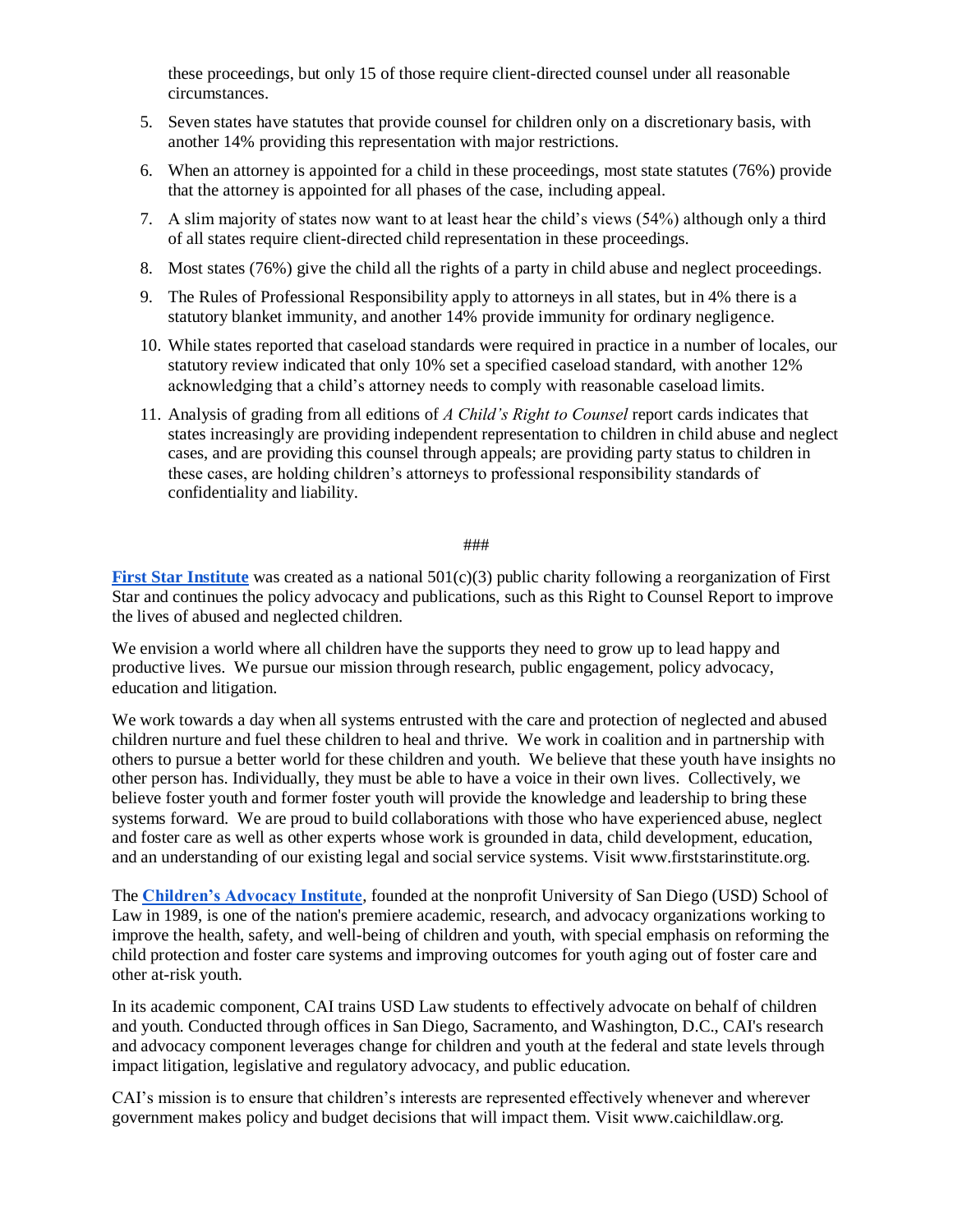these proceedings, but only 15 of those require client-directed counsel under all reasonable circumstances.

5. Seven states have statutes that provide counsel for children only on a discretionary basis, with another 14% providing this representation with major restrictions.
6. When an attorney is appointed for a child in these proceedings, most state statutes (76%) provide that the attorney is appointed for all phases of the case, including appeal.
7. A slim majority of states now want to at least hear the child's views (54%) although only a third of all states require client-directed child representation in these proceedings.
8. Most states (76%) give the child all the rights of a party in child abuse and neglect proceedings.
9. The Rules of Professional Responsibility apply to attorneys in all states, but in 4% there is a statutory blanket immunity, and another 14% provide immunity for ordinary negligence.
10. While states reported that caseload standards were required in practice in a number of locales, our statutory review indicated that only 10% set a specified caseload standard, with another 12% acknowledging that a child's attorney needs to comply with reasonable caseload limits.
11. Analysis of grading from all editions of *A Child's Right to Counsel* report cards indicates that states increasingly are providing independent representation to children in child abuse and neglect cases, and are providing this counsel through appeals; are providing party status to children in these cases, are holding children's attorneys to professional responsibility standards of confidentiality and liability.

###

**First Star Institute** was created as a national 501(c)(3) public charity following a reorganization of First Star and continues the policy advocacy and publications, such as this Right to Counsel Report to improve the lives of abused and neglected children.

We envision a world where all children have the supports they need to grow up to lead happy and productive lives. We pursue our mission through research, public engagement, policy advocacy, education and litigation.

We work towards a day when all systems entrusted with the care and protection of neglected and abused children nurture and fuel these children to heal and thrive. We work in coalition and in partnership with others to pursue a better world for these children and youth. We believe that these youth have insights no other person has. Individually, they must be able to have a voice in their own lives. Collectively, we believe foster youth and former foster youth will provide the knowledge and leadership to bring these systems forward. We are proud to build collaborations with those who have experienced abuse, neglect and foster care as well as other experts whose work is grounded in data, child development, education, and an understanding of our existing legal and social service systems. Visit www.firststarinstitute.org.

The **Children's Advocacy Institute**, founded at the nonprofit University of San Diego (USD) School of Law in 1989, is one of the nation's premiere academic, research, and advocacy organizations working to improve the health, safety, and well-being of children and youth, with special emphasis on reforming the child protection and foster care systems and improving outcomes for youth aging out of foster care and other at-risk youth.

In its academic component, CAI trains USD Law students to effectively advocate on behalf of children and youth. Conducted through offices in San Diego, Sacramento, and Washington, D.C., CAI's research and advocacy component leverages change for children and youth at the federal and state levels through impact litigation, legislative and regulatory advocacy, and public education.

CAI's mission is to ensure that children's interests are represented effectively whenever and wherever government makes policy and budget decisions that will impact them. Visit www.caichildlaw.org.